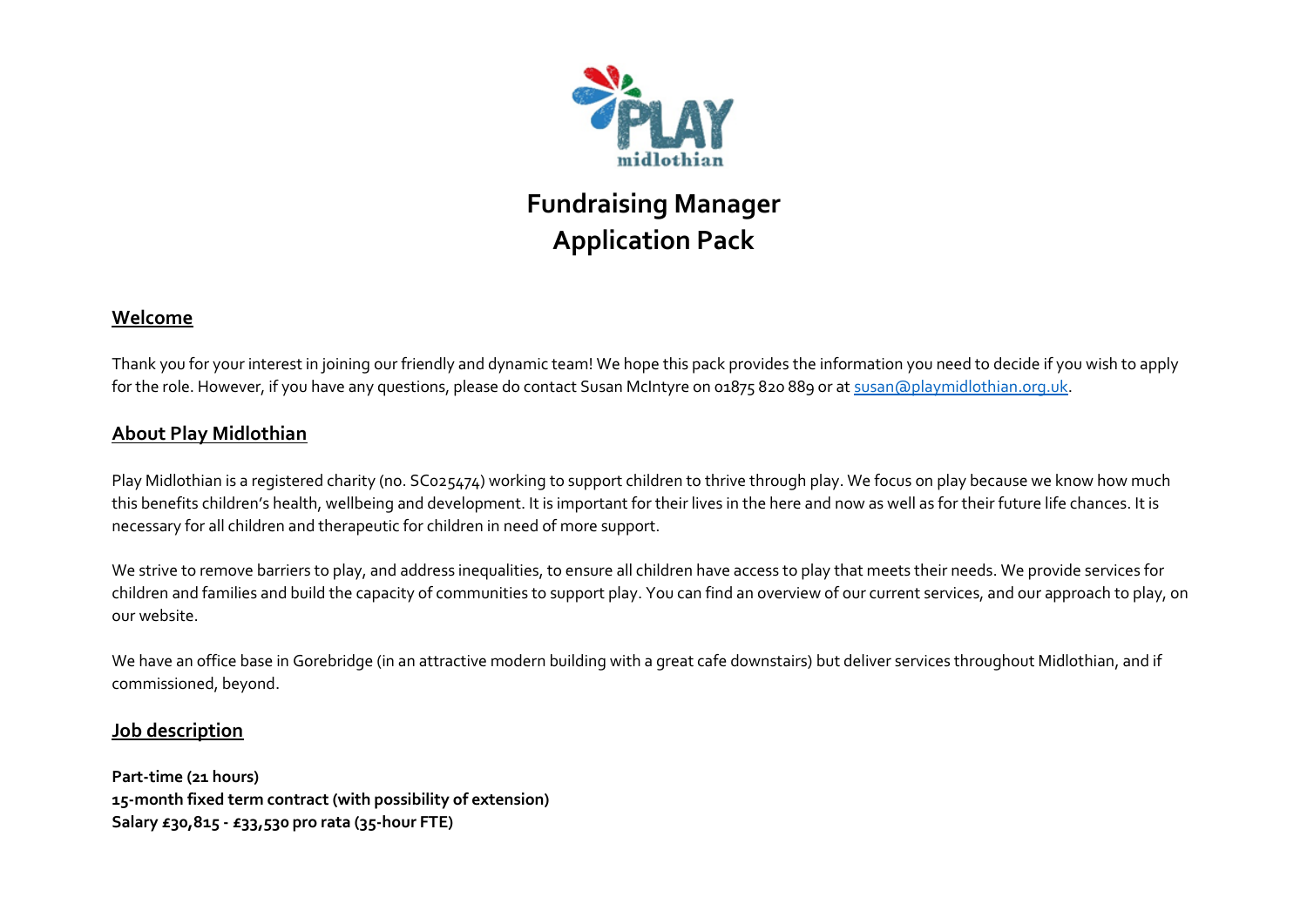# Fundraising Manager
# Application Pack

## Welcome

Thank you for your interest in joining our friendly and dynamic team! We hope this pack provides the information you need to decide if you wish to apply for the role. However, if you have any questions, please do contact Susan McIntyre on 01875 820 889 or at susan@playmidlothian.org.uk.

## About Play Midlothian

Play Midlothian is a registered charity (no. SC025474) working to support children to thrive through play. We focus on play because we know how much this benefits children's health, wellbeing and development. It is important for their lives in the here and now as well as for their future life chances. It is necessary for all children and therapeutic for children in need of more support.

We strive to remove barriers to play, and address inequalities, to ensure all children have access to play that meets their needs. We provide services for children and families and build the capacity of communities to support play. You can find an overview of our current services, and our approach to play, on our website.

We have an office base in Gorebridge (in an attractive modern building with a great cafe downstairs) but deliver services throughout Midlothian, and if commissioned, beyond.

## Job description

**Part-time (21 hours)**
**15-month fixed term contract (with possibility of extension)**
**Salary £30,815 - £33,530 pro rata (35-hour FTE)**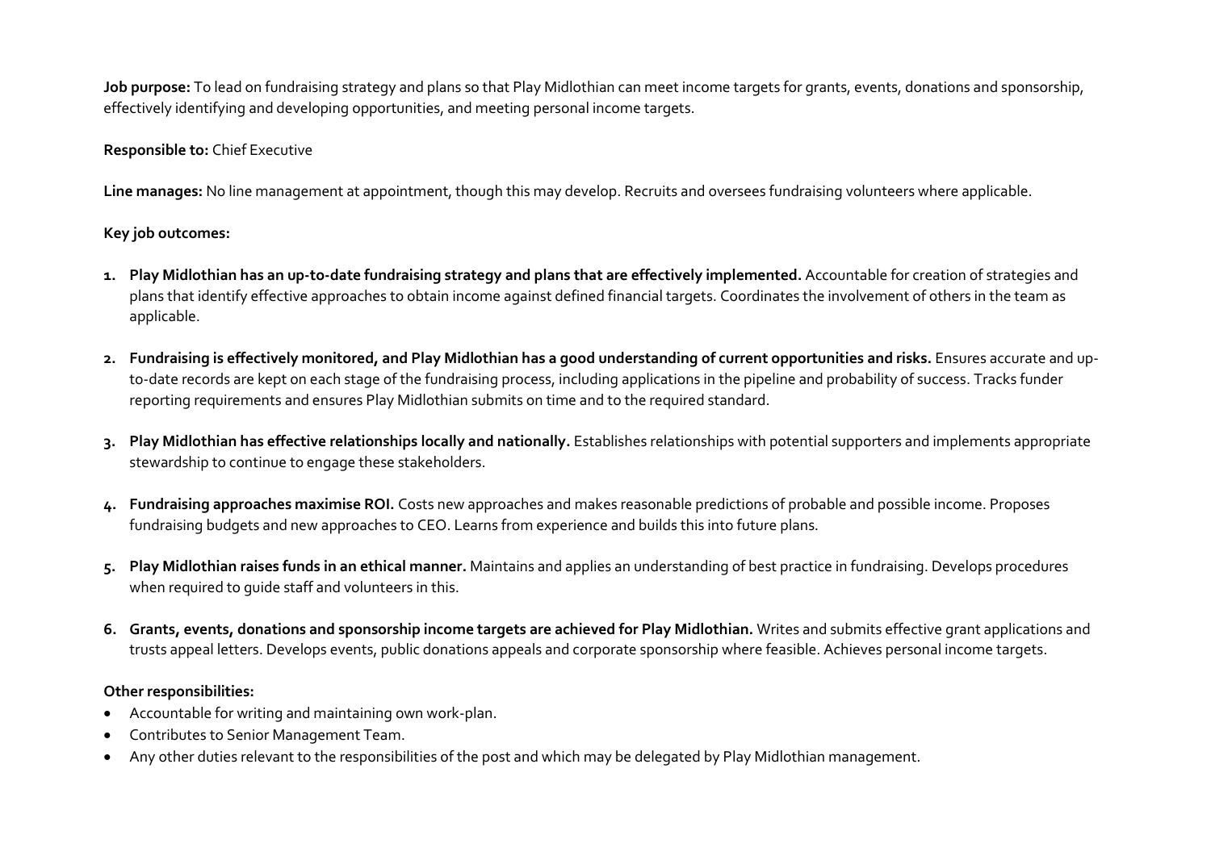**Job purpose:** To lead on fundraising strategy and plans so that Play Midlothian can meet income targets for grants, events, donations and sponsorship, effectively identifying and developing opportunities, and meeting personal income targets.

**Responsible to:** Chief Executive

**Line manages:** No line management at appointment, though this may develop. Recruits and oversees fundraising volunteers where applicable.

**Key job outcomes:**

1. **Play Midlothian has an up-to-date fundraising strategy and plans that are effectively implemented.** Accountable for creation of strategies and plans that identify effective approaches to obtain income against defined financial targets. Coordinates the involvement of others in the team as applicable.

2. **Fundraising is effectively monitored, and Play Midlothian has a good understanding of current opportunities and risks.** Ensures accurate and up-to-date records are kept on each stage of the fundraising process, including applications in the pipeline and probability of success. Tracks funder reporting requirements and ensures Play Midlothian submits on time and to the required standard.

3. **Play Midlothian has effective relationships locally and nationally.** Establishes relationships with potential supporters and implements appropriate stewardship to continue to engage these stakeholders.

4. **Fundraising approaches maximise ROI.** Costs new approaches and makes reasonable predictions of probable and possible income. Proposes fundraising budgets and new approaches to CEO. Learns from experience and builds this into future plans.

5. **Play Midlothian raises funds in an ethical manner.** Maintains and applies an understanding of best practice in fundraising. Develops procedures when required to guide staff and volunteers in this.

6. **Grants, events, donations and sponsorship income targets are achieved for Play Midlothian.** Writes and submits effective grant applications and trusts appeal letters. Develops events, public donations appeals and corporate sponsorship where feasible. Achieves personal income targets.

**Other responsibilities:**

- Accountable for writing and maintaining own work-plan.
- Contributes to Senior Management Team.
- Any other duties relevant to the responsibilities of the post and which may be delegated by Play Midlothian management.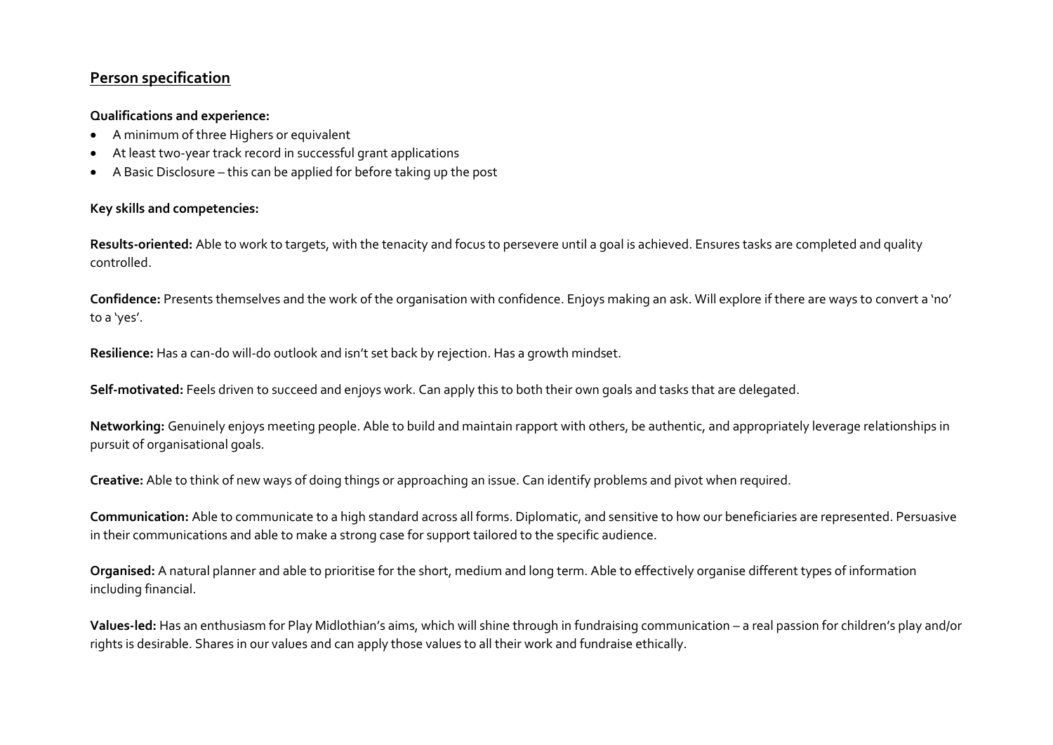## Person specification

**Qualifications and experience:**

- A minimum of three Highers or equivalent
- At least two-year track record in successful grant applications
- A Basic Disclosure – this can be applied for before taking up the post

**Key skills and competencies:**

**Results-oriented:** Able to work to targets, with the tenacity and focus to persevere until a goal is achieved. Ensures tasks are completed and quality controlled.

**Confidence:** Presents themselves and the work of the organisation with confidence. Enjoys making an ask. Will explore if there are ways to convert a 'no' to a 'yes'.

**Resilience:** Has a can-do will-do outlook and isn't set back by rejection. Has a growth mindset.

**Self-motivated:** Feels driven to succeed and enjoys work. Can apply this to both their own goals and tasks that are delegated.

**Networking:** Genuinely enjoys meeting people. Able to build and maintain rapport with others, be authentic, and appropriately leverage relationships in pursuit of organisational goals.

**Creative:** Able to think of new ways of doing things or approaching an issue. Can identify problems and pivot when required.

**Communication:** Able to communicate to a high standard across all forms. Diplomatic, and sensitive to how our beneficiaries are represented. Persuasive in their communications and able to make a strong case for support tailored to the specific audience.

**Organised:** A natural planner and able to prioritise for the short, medium and long term. Able to effectively organise different types of information including financial.

**Values-led:** Has an enthusiasm for Play Midlothian's aims, which will shine through in fundraising communication – a real passion for children's play and/or rights is desirable. Shares in our values and can apply those values to all their work and fundraise ethically.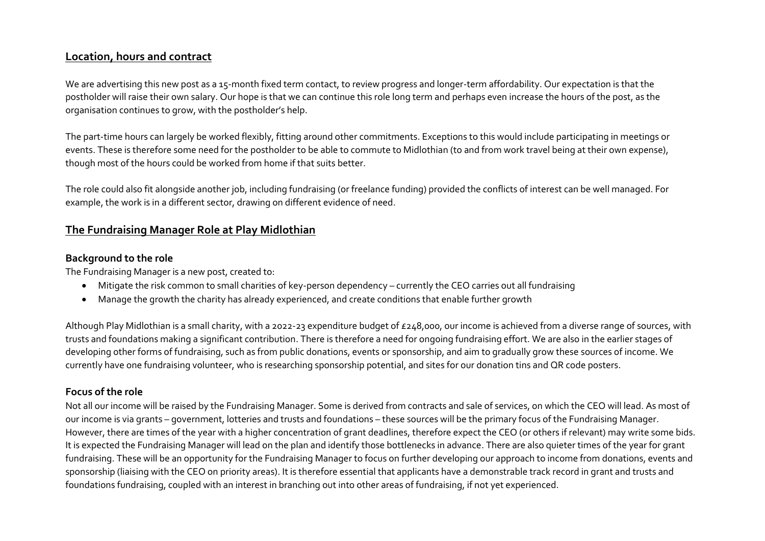## Location, hours and contract

We are advertising this new post as a 15-month fixed term contact, to review progress and longer-term affordability. Our expectation is that the postholder will raise their own salary. Our hope is that we can continue this role long term and perhaps even increase the hours of the post, as the organisation continues to grow, with the postholder's help.

The part-time hours can largely be worked flexibly, fitting around other commitments. Exceptions to this would include participating in meetings or events. These is therefore some need for the postholder to be able to commute to Midlothian (to and from work travel being at their own expense), though most of the hours could be worked from home if that suits better.

The role could also fit alongside another job, including fundraising (or freelance funding) provided the conflicts of interest can be well managed. For example, the work is in a different sector, drawing on different evidence of need.

## The Fundraising Manager Role at Play Midlothian

### Background to the role

The Fundraising Manager is a new post, created to:

- Mitigate the risk common to small charities of key-person dependency – currently the CEO carries out all fundraising
- Manage the growth the charity has already experienced, and create conditions that enable further growth

Although Play Midlothian is a small charity, with a 2022-23 expenditure budget of £248,000, our income is achieved from a diverse range of sources, with trusts and foundations making a significant contribution. There is therefore a need for ongoing fundraising effort. We are also in the earlier stages of developing other forms of fundraising, such as from public donations, events or sponsorship, and aim to gradually grow these sources of income. We currently have one fundraising volunteer, who is researching sponsorship potential, and sites for our donation tins and QR code posters.

### Focus of the role

Not all our income will be raised by the Fundraising Manager. Some is derived from contracts and sale of services, on which the CEO will lead. As most of our income is via grants – government, lotteries and trusts and foundations – these sources will be the primary focus of the Fundraising Manager. However, there are times of the year with a higher concentration of grant deadlines, therefore expect the CEO (or others if relevant) may write some bids. It is expected the Fundraising Manager will lead on the plan and identify those bottlenecks in advance. There are also quieter times of the year for grant fundraising. These will be an opportunity for the Fundraising Manager to focus on further developing our approach to income from donations, events and sponsorship (liaising with the CEO on priority areas). It is therefore essential that applicants have a demonstrable track record in grant and trusts and foundations fundraising, coupled with an interest in branching out into other areas of fundraising, if not yet experienced.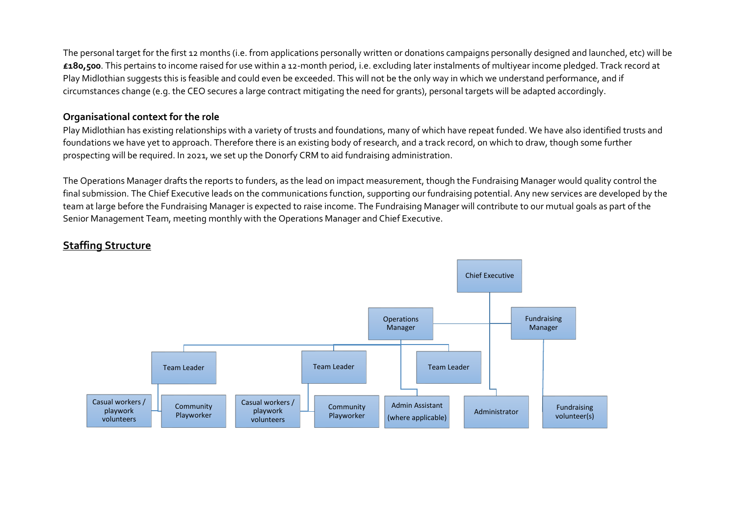The personal target for the first 12 months (i.e. from applications personally written or donations campaigns personally designed and launched, etc) will be **£180,500**. This pertains to income raised for use within a 12-month period, i.e. excluding later instalments of multiyear income pledged. Track record at Play Midlothian suggests this is feasible and could even be exceeded. This will not be the only way in which we understand performance, and if circumstances change (e.g. the CEO secures a large contract mitigating the need for grants), personal targets will be adapted accordingly.

### Organisational context for the role

Play Midlothian has existing relationships with a variety of trusts and foundations, many of which have repeat funded. We have also identified trusts and foundations we have yet to approach. Therefore there is an existing body of research, and a track record, on which to draw, though some further prospecting will be required. In 2021, we set up the Donorfy CRM to aid fundraising administration.

The Operations Manager drafts the reports to funders, as the lead on impact measurement, though the Fundraising Manager would quality control the final submission. The Chief Executive leads on the communications function, supporting our fundraising potential. Any new services are developed by the team at large before the Fundraising Manager is expected to raise income. The Fundraising Manager will contribute to our mutual goals as part of the Senior Management Team, meeting monthly with the Operations Manager and Chief Executive.

## Staffing Structure

Chief Executive

Operations Manager

Fundraising Manager

Team Leader

Team Leader

Team Leader

Casual workers / playwork volunteers

Community Playworker

Casual workers / playwork volunteers

Community Playworker

Admin Assistant (where applicable)

Administrator

Fundraising volunteer(s)